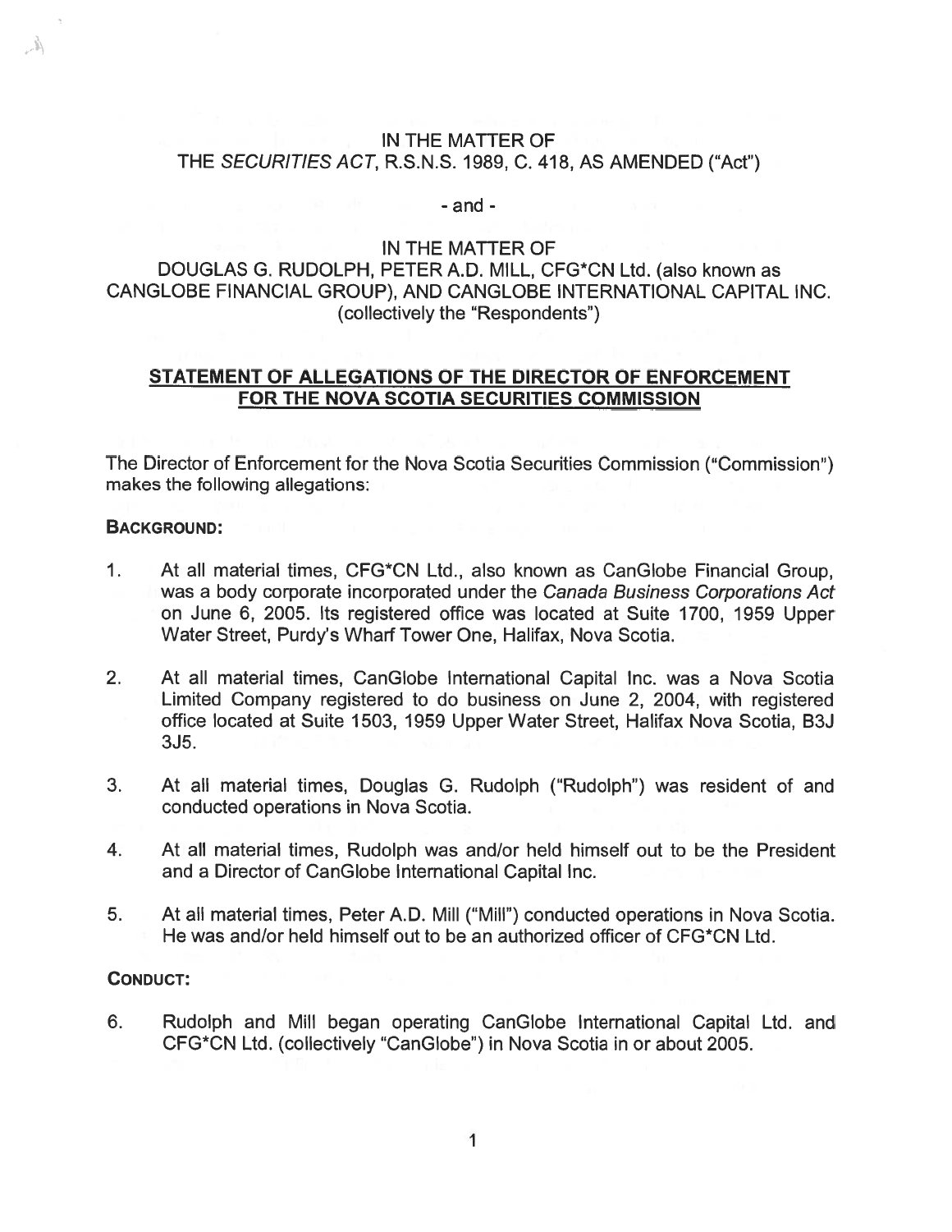IN THE MATTER OF
THE *SECURITIES ACT*, R.S.N.S. 1989, C. 418, AS AMENDED ("Act")

- and -

IN THE MATTER OF
DOUGLAS G. RUDOLPH, PETER A.D. MILL, CFG*CN Ltd. (also known as CANGLOBE FINANCIAL GROUP), AND CANGLOBE INTERNATIONAL CAPITAL INC. (collectively the "Respondents")

# STATEMENT OF ALLEGATIONS OF THE DIRECTOR OF ENFORCEMENT FOR THE NOVA SCOTIA SECURITIES COMMISSION

The Director of Enforcement for the Nova Scotia Securities Commission ("Commission") makes the following allegations:

## BACKGROUND:

1. At all material times, CFG*CN Ltd., also known as CanGlobe Financial Group, was a body corporate incorporated under the *Canada Business Corporations Act* on June 6, 2005. Its registered office was located at Suite 1700, 1959 Upper Water Street, Purdy's Wharf Tower One, Halifax, Nova Scotia.

2. At all material times, CanGlobe International Capital Inc. was a Nova Scotia Limited Company registered to do business on June 2, 2004, with registered office located at Suite 1503, 1959 Upper Water Street, Halifax Nova Scotia, B3J 3J5.

3. At all material times, Douglas G. Rudolph ("Rudolph") was resident of and conducted operations in Nova Scotia.

4. At all material times, Rudolph was and/or held himself out to be the President and a Director of CanGlobe International Capital Inc.

5. At all material times, Peter A.D. Mill ("Mill") conducted operations in Nova Scotia. He was and/or held himself out to be an authorized officer of CFG*CN Ltd.

## CONDUCT:

6. Rudolph and Mill began operating CanGlobe International Capital Ltd. and CFG*CN Ltd. (collectively "CanGlobe") in Nova Scotia in or about 2005.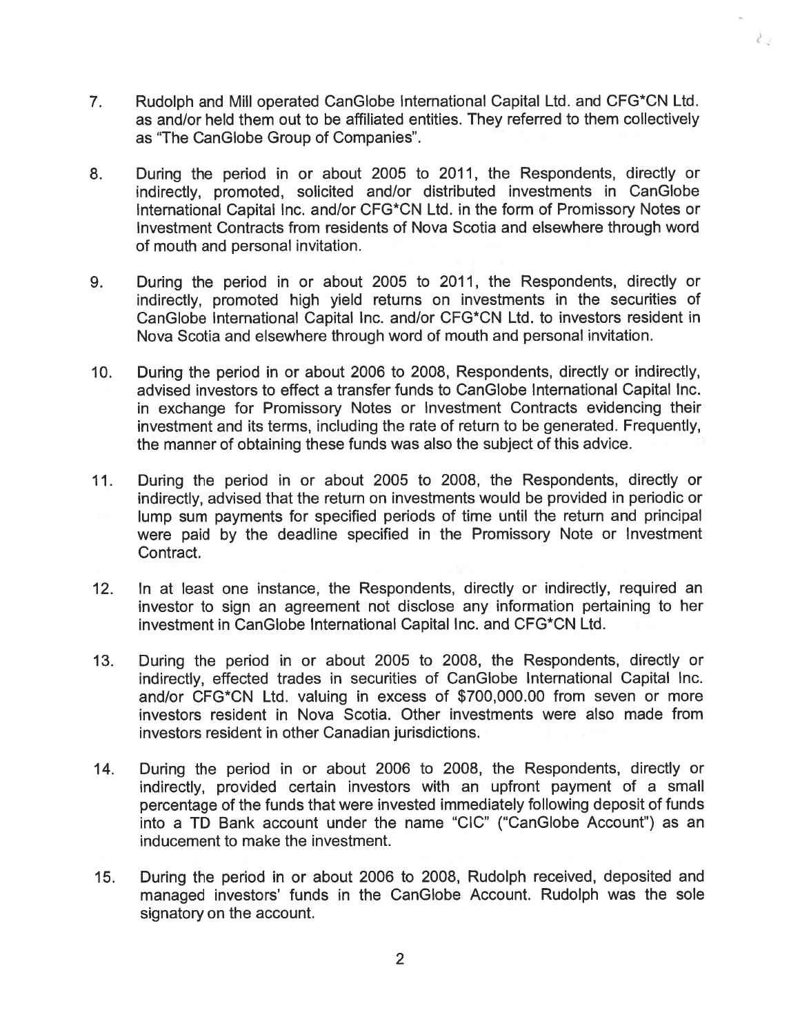7. Rudolph and Mill operated CanGlobe International Capital Ltd. and CFG*CN Ltd. as and/or held them out to be affiliated entities. They referred to them collectively as "The CanGlobe Group of Companies".

8. During the period in or about 2005 to 2011, the Respondents, directly or indirectly, promoted, solicited and/or distributed investments in CanGlobe International Capital Inc. and/or CFG*CN Ltd. in the form of Promissory Notes or Investment Contracts from residents of Nova Scotia and elsewhere through word of mouth and personal invitation.

9. During the period in or about 2005 to 2011, the Respondents, directly or indirectly, promoted high yield returns on investments in the securities of CanGlobe International Capital Inc. and/or CFG*CN Ltd. to investors resident in Nova Scotia and elsewhere through word of mouth and personal invitation.

10. During the period in or about 2006 to 2008, Respondents, directly or indirectly, advised investors to effect a transfer funds to CanGlobe International Capital Inc. in exchange for Promissory Notes or Investment Contracts evidencing their investment and its terms, including the rate of return to be generated. Frequently, the manner of obtaining these funds was also the subject of this advice.

11. During the period in or about 2005 to 2008, the Respondents, directly or indirectly, advised that the return on investments would be provided in periodic or lump sum payments for specified periods of time until the return and principal were paid by the deadline specified in the Promissory Note or Investment Contract.

12. In at least one instance, the Respondents, directly or indirectly, required an investor to sign an agreement not disclose any information pertaining to her investment in CanGlobe International Capital Inc. and CFG*CN Ltd.

13. During the period in or about 2005 to 2008, the Respondents, directly or indirectly, effected trades in securities of CanGlobe International Capital Inc. and/or CFG*CN Ltd. valuing in excess of $700,000.00 from seven or more investors resident in Nova Scotia. Other investments were also made from investors resident in other Canadian jurisdictions.

14. During the period in or about 2006 to 2008, the Respondents, directly or indirectly, provided certain investors with an upfront payment of a small percentage of the funds that were invested immediately following deposit of funds into a TD Bank account under the name "CIC" ("CanGlobe Account") as an inducement to make the investment.

15. During the period in or about 2006 to 2008, Rudolph received, deposited and managed investors' funds in the CanGlobe Account. Rudolph was the sole signatory on the account.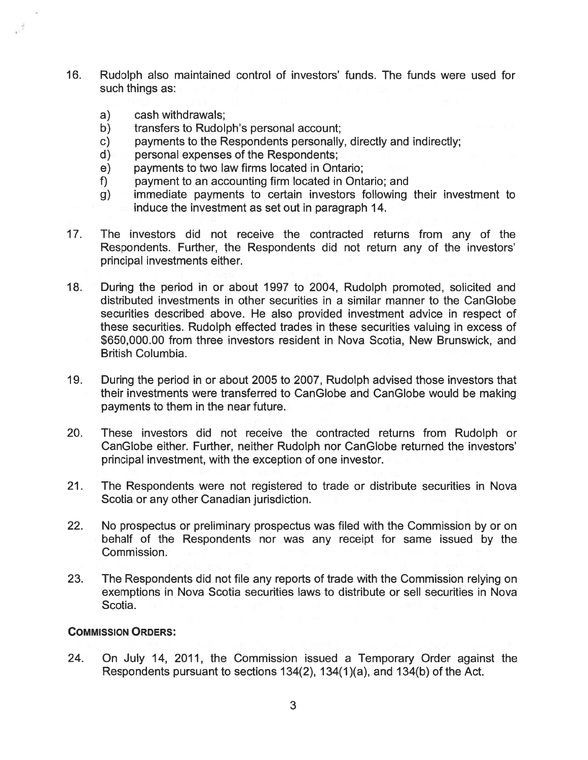16. Rudolph also maintained control of investors' funds. The funds were used for such things as:

    a) cash withdrawals;
    b) transfers to Rudolph's personal account;
    c) payments to the Respondents personally, directly and indirectly;
    d) personal expenses of the Respondents;
    e) payments to two law firms located in Ontario;
    f) payment to an accounting firm located in Ontario; and
    g) immediate payments to certain investors following their investment to induce the investment as set out in paragraph 14.

17. The investors did not receive the contracted returns from any of the Respondents. Further, the Respondents did not return any of the investors' principal investments either.

18. During the period in or about 1997 to 2004, Rudolph promoted, solicited and distributed investments in other securities in a similar manner to the CanGlobe securities described above. He also provided investment advice in respect of these securities. Rudolph effected trades in these securities valuing in excess of $650,000.00 from three investors resident in Nova Scotia, New Brunswick, and British Columbia.

19. During the period in or about 2005 to 2007, Rudolph advised those investors that their investments were transferred to CanGlobe and CanGlobe would be making payments to them in the near future.

20. These investors did not receive the contracted returns from Rudolph or CanGlobe either. Further, neither Rudolph nor CanGlobe returned the investors' principal investment, with the exception of one investor.

21. The Respondents were not registered to trade or distribute securities in Nova Scotia or any other Canadian jurisdiction.

22. No prospectus or preliminary prospectus was filed with the Commission by or on behalf of the Respondents nor was any receipt for same issued by the Commission.

23. The Respondents did not file any reports of trade with the Commission relying on exemptions in Nova Scotia securities laws to distribute or sell securities in Nova Scotia.

**COMMISSION ORDERS:**

24. On July 14, 2011, the Commission issued a Temporary Order against the Respondents pursuant to sections 134(2), 134(1)(a), and 134(b) of the Act.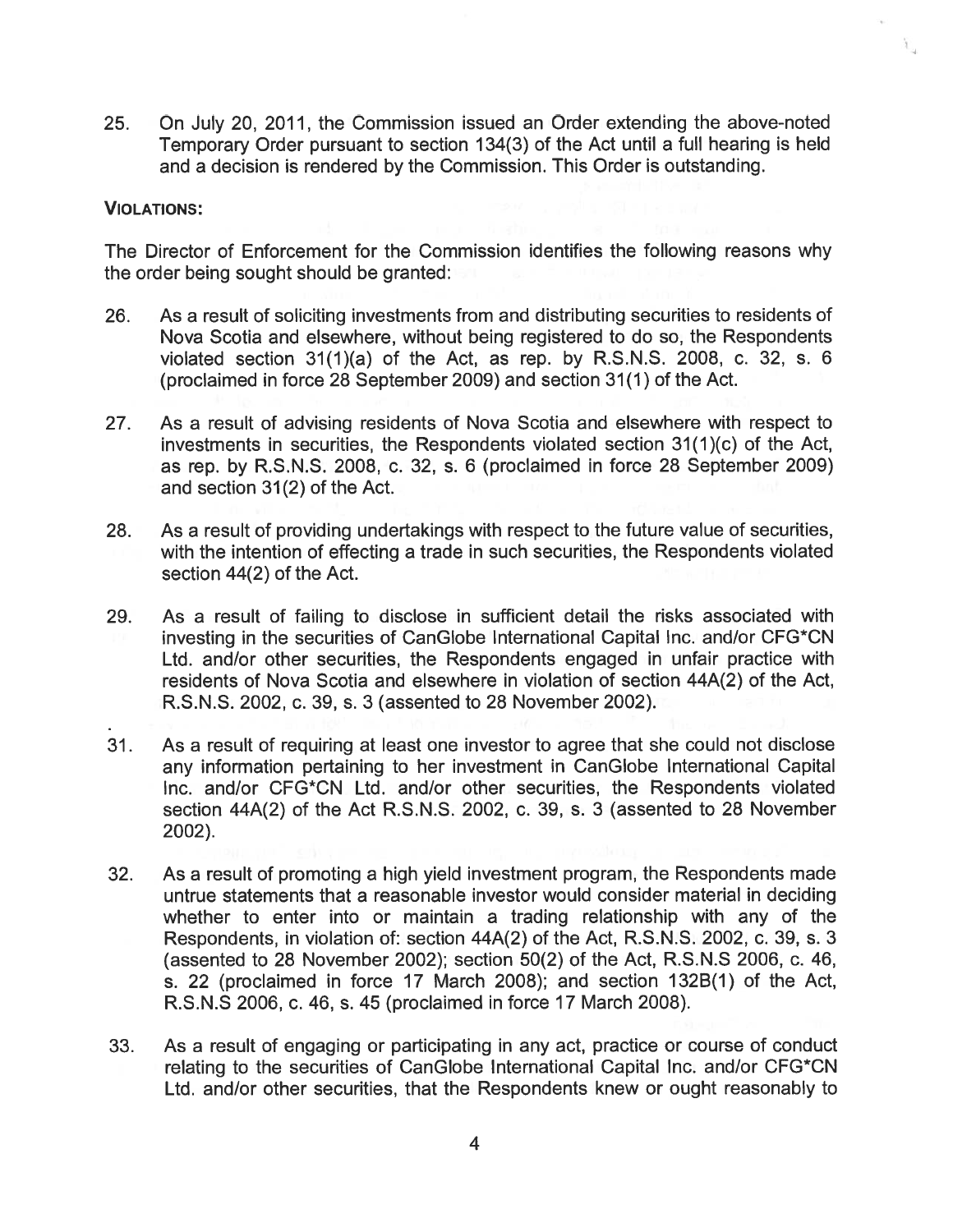25. On July 20, 2011, the Commission issued an Order extending the above-noted Temporary Order pursuant to section 134(3) of the Act until a full hearing is held and a decision is rendered by the Commission. This Order is outstanding.

**VIOLATIONS:**

The Director of Enforcement for the Commission identifies the following reasons why the order being sought should be granted:

26. As a result of soliciting investments from and distributing securities to residents of Nova Scotia and elsewhere, without being registered to do so, the Respondents violated section 31(1)(a) of the Act, as rep. by R.S.N.S. 2008, c. 32, s. 6 (proclaimed in force 28 September 2009) and section 31(1) of the Act.

27. As a result of advising residents of Nova Scotia and elsewhere with respect to investments in securities, the Respondents violated section 31(1)(c) of the Act, as rep. by R.S.N.S. 2008, c. 32, s. 6 (proclaimed in force 28 September 2009) and section 31(2) of the Act.

28. As a result of providing undertakings with respect to the future value of securities, with the intention of effecting a trade in such securities, the Respondents violated section 44(2) of the Act.

29. As a result of failing to disclose in sufficient detail the risks associated with investing in the securities of CanGlobe International Capital Inc. and/or CFG*CN Ltd. and/or other securities, the Respondents engaged in unfair practice with residents of Nova Scotia and elsewhere in violation of section 44A(2) of the Act, R.S.N.S. 2002, c. 39, s. 3 (assented to 28 November 2002).

31. As a result of requiring at least one investor to agree that she could not disclose any information pertaining to her investment in CanGlobe International Capital Inc. and/or CFG*CN Ltd. and/or other securities, the Respondents violated section 44A(2) of the Act R.S.N.S. 2002, c. 39, s. 3 (assented to 28 November 2002).

32. As a result of promoting a high yield investment program, the Respondents made untrue statements that a reasonable investor would consider material in deciding whether to enter into or maintain a trading relationship with any of the Respondents, in violation of: section 44A(2) of the Act, R.S.N.S. 2002, c. 39, s. 3 (assented to 28 November 2002); section 50(2) of the Act, R.S.N.S 2006, c. 46, s. 22 (proclaimed in force 17 March 2008); and section 132B(1) of the Act, R.S.N.S 2006, c. 46, s. 45 (proclaimed in force 17 March 2008).

33. As a result of engaging or participating in any act, practice or course of conduct relating to the securities of CanGlobe International Capital Inc. and/or CFG*CN Ltd. and/or other securities, that the Respondents knew or ought reasonably to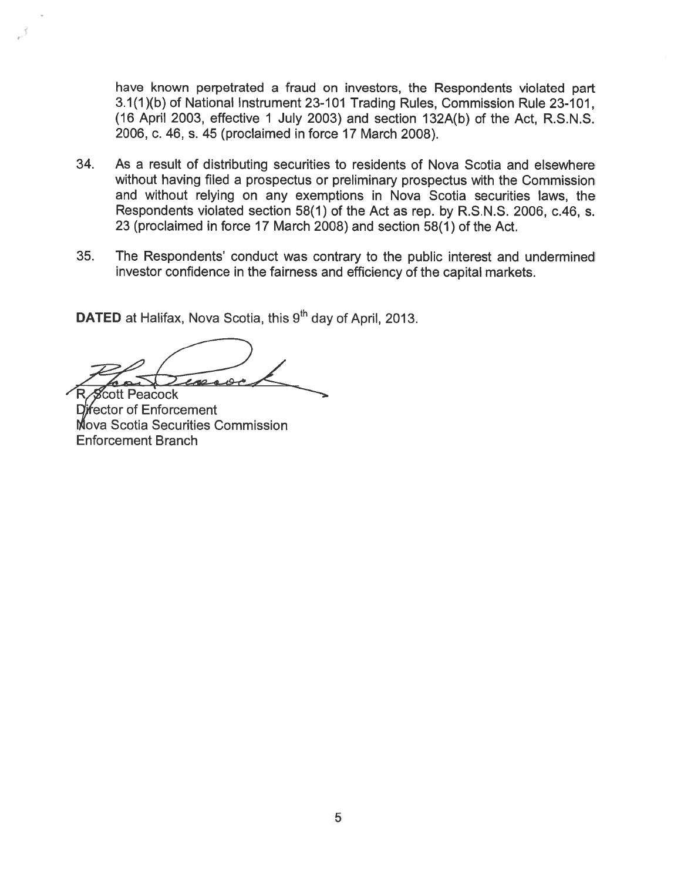have known perpetrated a fraud on investors, the Respondents violated part 3.1(1)(b) of National Instrument 23-101 Trading Rules, Commission Rule 23-101, (16 April 2003, effective 1 July 2003) and section 132A(b) of the Act, R.S.N.S. 2006, c. 46, s. 45 (proclaimed in force 17 March 2008).

34. As a result of distributing securities to residents of Nova Scotia and elsewhere without having filed a prospectus or preliminary prospectus with the Commission and without relying on any exemptions in Nova Scotia securities laws, the Respondents violated section 58(1) of the Act as rep. by R.S.N.S. 2006, c.46, s. 23 (proclaimed in force 17 March 2008) and section 58(1) of the Act.

35. The Respondents' conduct was contrary to the public interest and undermined investor confidence in the fairness and efficiency of the capital markets.

**DATED** at Halifax, Nova Scotia, this 9th day of April, 2013.

R. Scott Peacock
Director of Enforcement
Nova Scotia Securities Commission
Enforcement Branch